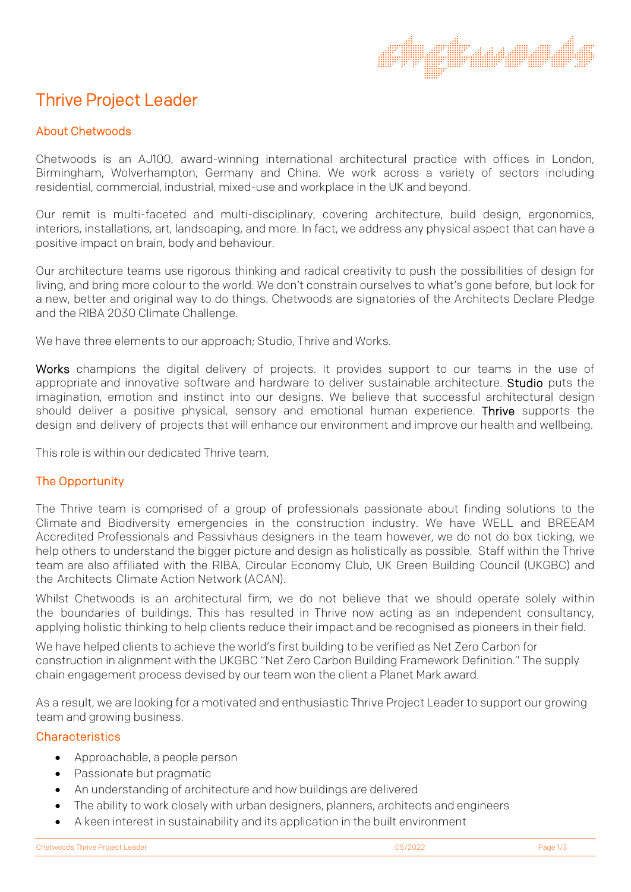# Thrive Project Leader

## About Chetwoods

Chetwoods is an AJ100, award-winning international architectural practice with offices in London, Birmingham, Wolverhampton, Germany and China. We work across a variety of sectors including residential, commercial, industrial, mixed-use and workplace in the UK and beyond.

Our remit is multi-faceted and multi-disciplinary, covering architecture, build design, ergonomics, interiors, installations, art, landscaping, and more. In fact, we address any physical aspect that can have a positive impact on brain, body and behaviour.

Our architecture teams use rigorous thinking and radical creativity to push the possibilities of design for living, and bring more colour to the world. We don't constrain ourselves to what's gone before, but look for a new, better and original way to do things. Chetwoods are signatories of the Architects Declare Pledge and the RIBA 2030 Climate Challenge.

We have three elements to our approach; Studio, Thrive and Works.

**Works** champions the digital delivery of projects. It provides support to our teams in the use of appropriate and innovative software and hardware to deliver sustainable architecture. **Studio** puts the imagination, emotion and instinct into our designs. We believe that successful architectural design should deliver a positive physical, sensory and emotional human experience. **Thrive** supports the design and delivery of projects that will enhance our environment and improve our health and wellbeing.

This role is within our dedicated Thrive team.

## The Opportunity

The Thrive team is comprised of a group of professionals passionate about finding solutions to the Climate and Biodiversity emergencies in the construction industry. We have WELL and BREEAM Accredited Professionals and Passivhaus designers in the team however, we do not do box ticking, we help others to understand the bigger picture and design as holistically as possible. Staff within the Thrive team are also affiliated with the RIBA, Circular Economy Club, UK Green Building Council (UKGBC) and the Architects Climate Action Network (ACAN).

Whilst Chetwoods is an architectural firm, we do not believe that we should operate solely within the boundaries of buildings. This has resulted in Thrive now acting as an independent consultancy, applying holistic thinking to help clients reduce their impact and be recognised as pioneers in their field.

We have helped clients to achieve the world's first building to be verified as Net Zero Carbon for construction in alignment with the UKGBC "Net Zero Carbon Building Framework Definition." The supply chain engagement process devised by our team won the client a Planet Mark award.

As a result, we are looking for a motivated and enthusiastic Thrive Project Leader to support our growing team and growing business.

## Characteristics

- Approachable, a people person
- Passionate but pragmatic
- An understanding of architecture and how buildings are delivered
- The ability to work closely with urban designers, planners, architects and engineers
- A keen interest in sustainability and its application in the built environment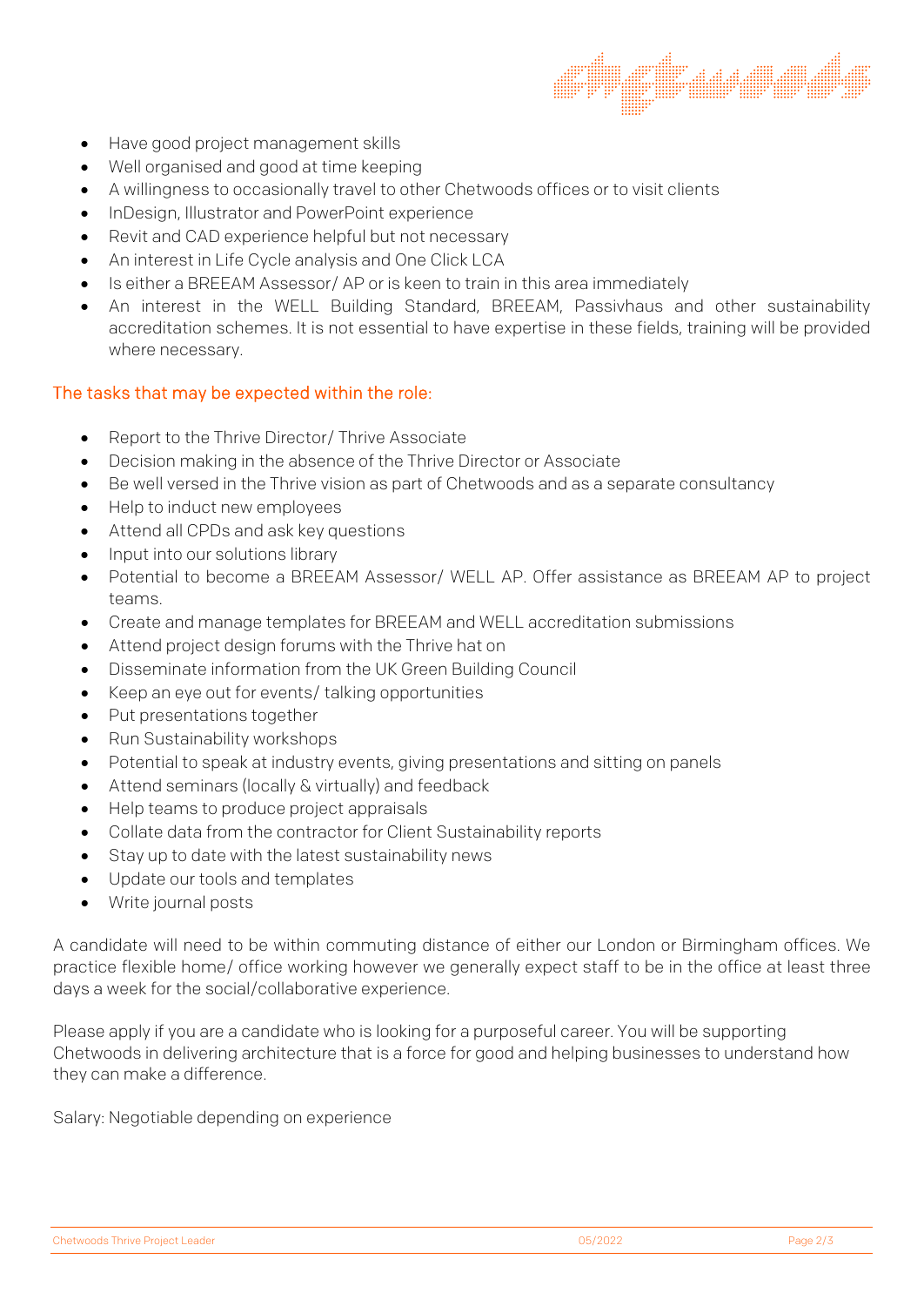- Have good project management skills
- Well organised and good at time keeping
- A willingness to occasionally travel to other Chetwoods offices or to visit clients
- InDesign, Illustrator and PowerPoint experience
- Revit and CAD experience helpful but not necessary
- An interest in Life Cycle analysis and One Click LCA
- Is either a BREEAM Assessor/ AP or is keen to train in this area immediately
- An interest in the WELL Building Standard, BREEAM, Passivhaus and other sustainability accreditation schemes. It is not essential to have expertise in these fields, training will be provided where necessary.

## The tasks that may be expected within the role:

- Report to the Thrive Director/ Thrive Associate
- Decision making in the absence of the Thrive Director or Associate
- Be well versed in the Thrive vision as part of Chetwoods and as a separate consultancy
- Help to induct new employees
- Attend all CPDs and ask key questions
- Input into our solutions library
- Potential to become a BREEAM Assessor/ WELL AP. Offer assistance as BREEAM AP to project teams.
- Create and manage templates for BREEAM and WELL accreditation submissions
- Attend project design forums with the Thrive hat on
- Disseminate information from the UK Green Building Council
- Keep an eye out for events/ talking opportunities
- Put presentations together
- Run Sustainability workshops
- Potential to speak at industry events, giving presentations and sitting on panels
- Attend seminars (locally & virtually) and feedback
- Help teams to produce project appraisals
- Collate data from the contractor for Client Sustainability reports
- Stay up to date with the latest sustainability news
- Update our tools and templates
- Write journal posts

A candidate will need to be within commuting distance of either our London or Birmingham offices. We practice flexible home/ office working however we generally expect staff to be in the office at least three days a week for the social/collaborative experience.

Please apply if you are a candidate who is looking for a purposeful career. You will be supporting Chetwoods in delivering architecture that is a force for good and helping businesses to understand how they can make a difference.

Salary: Negotiable depending on experience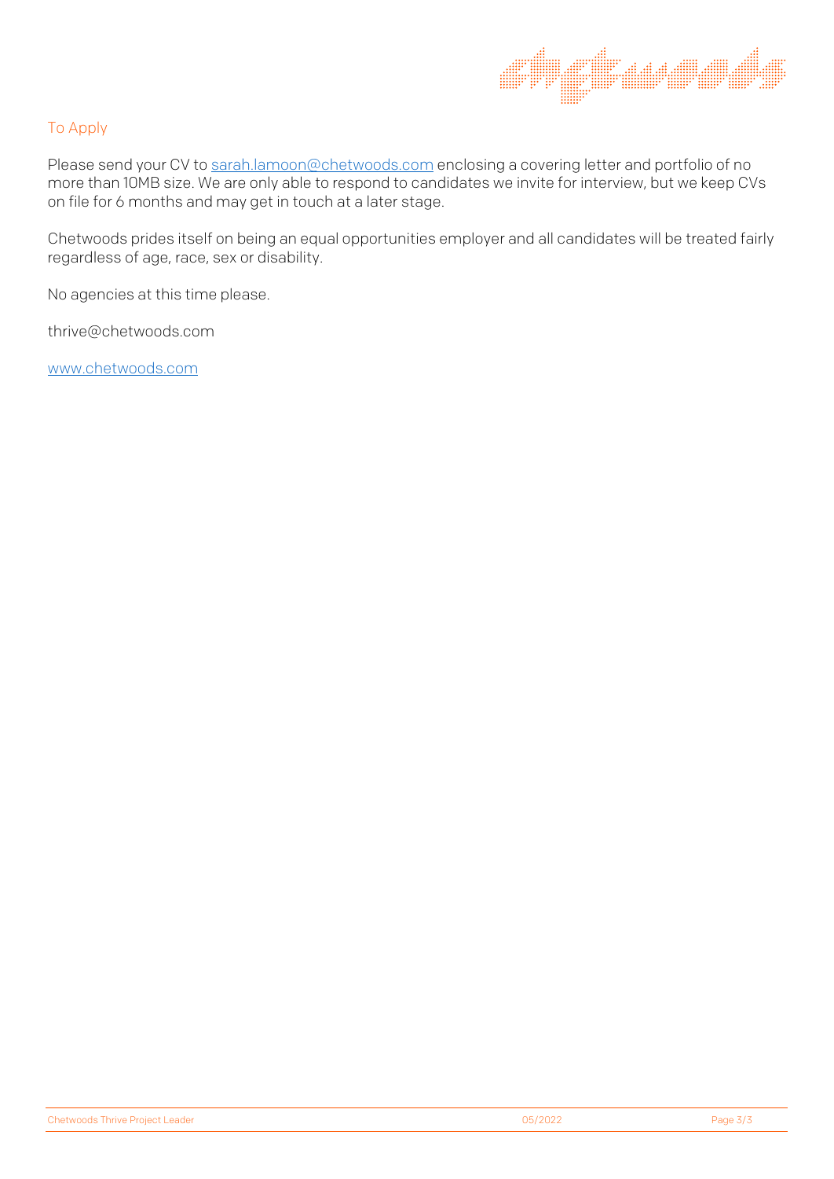## To Apply

Please send your CV to sarah.lamoon@chetwoods.com enclosing a covering letter and portfolio of no more than 10MB size. We are only able to respond to candidates we invite for interview, but we keep CVs on file for 6 months and may get in touch at a later stage.

Chetwoods prides itself on being an equal opportunities employer and all candidates will be treated fairly regardless of age, race, sex or disability.

No agencies at this time please.

thrive@chetwoods.com

www.chetwoods.com